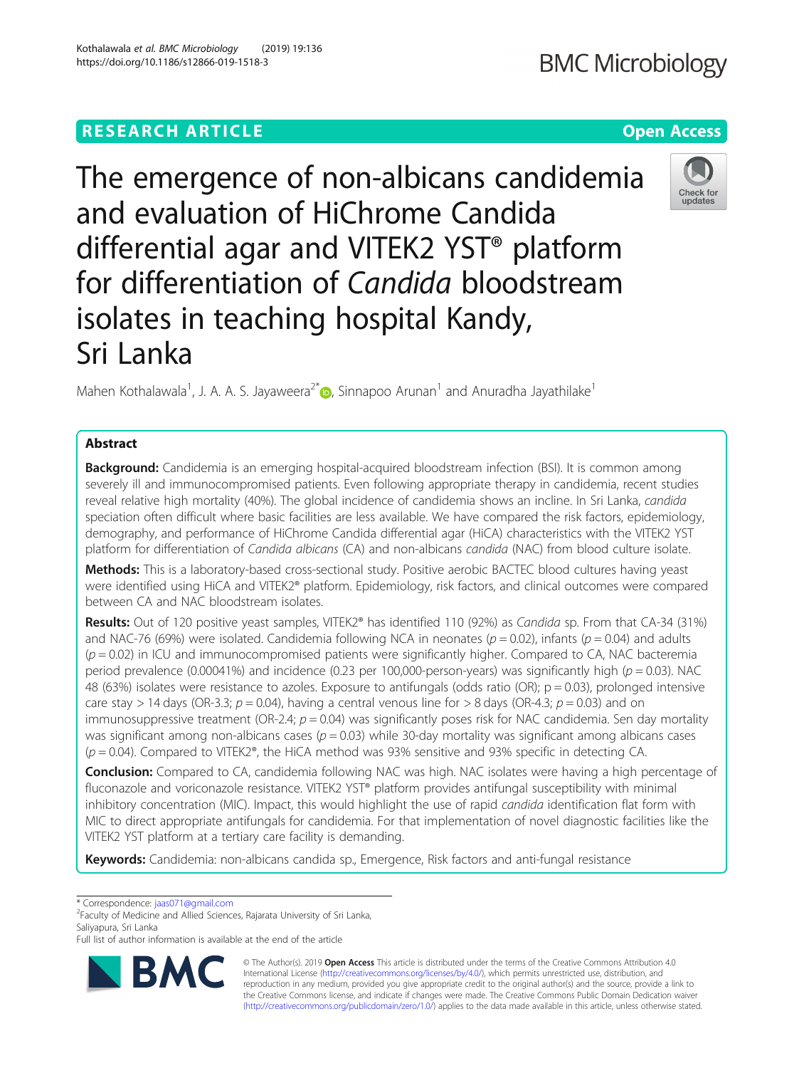RESEARCH ARTICLE

Open Access

# The emergence of non-albicans candidemia and evaluation of HiChrome Candida differential agar and VITEK2 YST® platform for differentiation of *Candida* bloodstream isolates in teaching hospital Kandy, Sri Lanka

Mahen Kothalawala[1], J. A. A. S. Jayaweera[2*], Sinnapoo Arunan[1] and Anuradha Jayathilake[1]

## Abstract

**Background:** Candidemia is an emerging hospital-acquired bloodstream infection (BSI). It is common among severely ill and immunocompromised patients. Even following appropriate therapy in candidemia, recent studies reveal relative high mortality (40%). The global incidence of candidemia shows an incline. In Sri Lanka, *candida* speciation often difficult where basic facilities are less available. We have compared the risk factors, epidemiology, demography, and performance of HiChrome Candida differential agar (HiCA) characteristics with the VITEK2 YST platform for differentiation of *Candida albicans* (CA) and non-albicans *candida* (NAC) from blood culture isolate.

**Methods:** This is a laboratory-based cross-sectional study. Positive aerobic BACTEC blood cultures having yeast were identified using HiCA and VITEK2® platform. Epidemiology, risk factors, and clinical outcomes were compared between CA and NAC bloodstream isolates.

**Results:** Out of 120 positive yeast samples, VITEK2® has identified 110 (92%) as *Candida* sp. From that CA-34 (31%) and NAC-76 (69%) were isolated. Candidemia following NCA in neonates ($p = 0.02$), infants ($p = 0.04$) and adults ($p = 0.02$) in ICU and immunocompromised patients were significantly higher. Compared to CA, NAC bacteremia period prevalence (0.00041%) and incidence (0.23 per 100,000-person-years) was significantly high ($p = 0.03$). NAC 48 (63%) isolates were resistance to azoles. Exposure to antifungals (odds ratio (OR); p = 0.03), prolonged intensive care stay > 14 days (OR-3.3; $p = 0.04$), having a central venous line for > 8 days (OR-4.3; $p = 0.03$) and on immunosuppressive treatment (OR-2.4; $p = 0.04$) was significantly poses risk for NAC candidemia. Sen day mortality was significant among non-albicans cases ($p = 0.03$) while 30-day mortality was significant among albicans cases ($p = 0.04$). Compared to VITEK2®, the HiCA method was 93% sensitive and 93% specific in detecting CA.

**Conclusion:** Compared to CA, candidemia following NAC was high. NAC isolates were having a high percentage of fluconazole and voriconazole resistance. VITEK2 YST® platform provides antifungal susceptibility with minimal inhibitory concentration (MIC). Impact, this would highlight the use of rapid *candida* identification flat form with MIC to direct appropriate antifungals for candidemia. For that implementation of novel diagnostic facilities like the VITEK2 YST platform at a tertiary care facility is demanding.

**Keywords:** Candidemia: non-albicans candida sp., Emergence, Risk factors and anti-fungal resistance

\* Correspondence: jaas071@gmail.com
[2]Faculty of Medicine and Allied Sciences, Rajarata University of Sri Lanka, Saliyapura, Sri Lanka
Full list of author information is available at the end of the article

© The Author(s). 2019 **Open Access** This article is distributed under the terms of the Creative Commons Attribution 4.0 International License (http://creativecommons.org/licenses/by/4.0/), which permits unrestricted use, distribution, and reproduction in any medium, provided you give appropriate credit to the original author(s) and the source, provide a link to the Creative Commons license, and indicate if changes were made. The Creative Commons Public Domain Dedication waiver (http://creativecommons.org/publicdomain/zero/1.0/) applies to the data made available in this article, unless otherwise stated.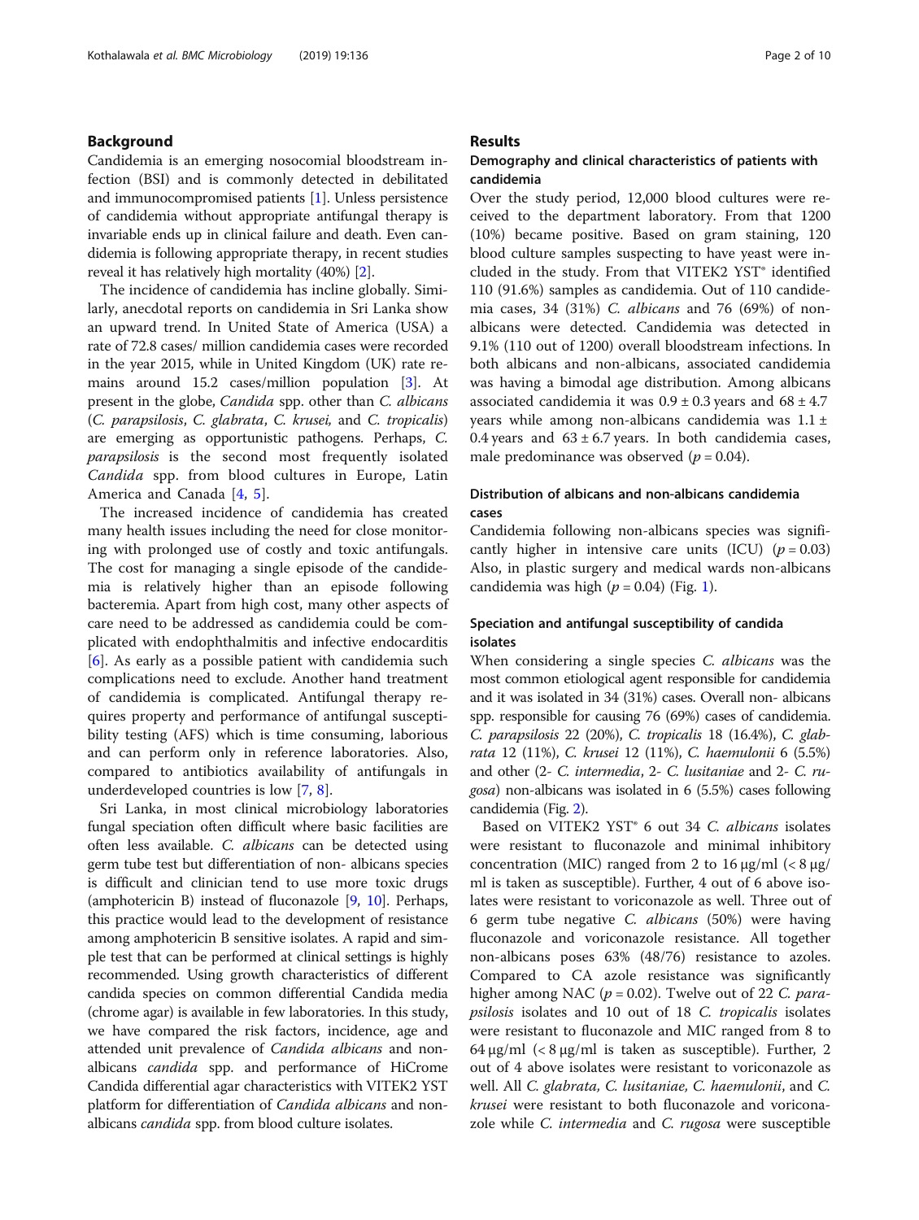## Background

Candidemia is an emerging nosocomial bloodstream infection (BSI) and is commonly detected in debilitated and immunocompromised patients [1]. Unless persistence of candidemia without appropriate antifungal therapy is invariable ends up in clinical failure and death. Even candidemia is following appropriate therapy, in recent studies reveal it has relatively high mortality (40%) [2].

The incidence of candidemia has incline globally. Similarly, anecdotal reports on candidemia in Sri Lanka show an upward trend. In United State of America (USA) a rate of 72.8 cases/ million candidemia cases were recorded in the year 2015, while in United Kingdom (UK) rate remains around 15.2 cases/million population [3]. At present in the globe, *Candida* spp. other than *C. albicans* (*C. parapsilosis*, *C. glabrata*, *C. krusei,* and *C. tropicalis*) are emerging as opportunistic pathogens. Perhaps, *C. parapsilosis* is the second most frequently isolated *Candida* spp. from blood cultures in Europe, Latin America and Canada [4, 5].

The increased incidence of candidemia has created many health issues including the need for close monitoring with prolonged use of costly and toxic antifungals. The cost for managing a single episode of the candidemia is relatively higher than an episode following bacteremia. Apart from high cost, many other aspects of care need to be addressed as candidemia could be complicated with endophthalmitis and infective endocarditis [6]. As early as a possible patient with candidemia such complications need to exclude. Another hand treatment of candidemia is complicated. Antifungal therapy requires property and performance of antifungal susceptibility testing (AFS) which is time consuming, laborious and can perform only in reference laboratories. Also, compared to antibiotics availability of antifungals in underdeveloped countries is low [7, 8].

Sri Lanka, in most clinical microbiology laboratories fungal speciation often difficult where basic facilities are often less available. *C. albicans* can be detected using germ tube test but differentiation of non- albicans species is difficult and clinician tend to use more toxic drugs (amphotericin B) instead of fluconazole [9, 10]. Perhaps, this practice would lead to the development of resistance among amphotericin B sensitive isolates. A rapid and simple test that can be performed at clinical settings is highly recommended. Using growth characteristics of different candida species on common differential Candida media (chrome agar) is available in few laboratories. In this study, we have compared the risk factors, incidence, age and attended unit prevalence of *Candida albicans* and non-albicans *candida* spp. and performance of HiCrome Candida differential agar characteristics with VITEK2 YST platform for differentiation of *Candida albicans* and non-albicans *candida* spp. from blood culture isolates.

## Results

### Demography and clinical characteristics of patients with candidemia

Over the study period, 12,000 blood cultures were received to the department laboratory. From that 1200 (10%) became positive. Based on gram staining, 120 blood culture samples suspecting to have yeast were included in the study. From that VITEK2 YST® identified 110 (91.6%) samples as candidemia. Out of 110 candidemia cases, 34 (31%) *C. albicans* and 76 (69%) of non-albicans were detected. Candidemia was detected in 9.1% (110 out of 1200) overall bloodstream infections. In both albicans and non-albicans, associated candidemia was having a bimodal age distribution. Among albicans associated candidemia it was $0.9 \pm 0.3$ years and $68 \pm 4.7$ years while among non-albicans candidemia was $1.1 \pm 0.4$ years and $63 \pm 6.7$ years. In both candidemia cases, male predominance was observed ($p = 0.04$).

### Distribution of albicans and non-albicans candidemia cases

Candidemia following non-albicans species was significantly higher in intensive care units (ICU) ($p = 0.03$) Also, in plastic surgery and medical wards non-albicans candidemia was high ($p = 0.04$) (Fig. 1).

### Speciation and antifungal susceptibility of candida isolates

When considering a single species *C. albicans* was the most common etiological agent responsible for candidemia and it was isolated in 34 (31%) cases. Overall non- albicans spp. responsible for causing 76 (69%) cases of candidemia. *C. parapsilosis* 22 (20%), *C. tropicalis* 18 (16.4%), *C. glabrata* 12 (11%), *C. krusei* 12 (11%), *C. haemulonii* 6 (5.5%) and other (2- *C. intermedia*, 2- *C. lusitaniae* and 2- *C. rugosa*) non-albicans was isolated in 6 (5.5%) cases following candidemia (Fig. 2).

Based on VITEK2 YST® 6 out 34 *C. albicans* isolates were resistant to fluconazole and minimal inhibitory concentration (MIC) ranged from 2 to 16 μg/ml (< 8 μg/ml is taken as susceptible). Further, 4 out of 6 above isolates were resistant to voriconazole as well. Three out of 6 germ tube negative *C. albicans* (50%) were having fluconazole and voriconazole resistance. All together non-albicans poses 63% (48/76) resistance to azoles. Compared to CA azole resistance was significantly higher among NAC ($p = 0.02$). Twelve out of 22 *C. parapsilosis* isolates and 10 out of 18 *C. tropicalis* isolates were resistant to fluconazole and MIC ranged from 8 to 64 μg/ml (< 8 μg/ml is taken as susceptible). Further, 2 out of 4 above isolates were resistant to voriconazole as well. All *C. glabrata, C. lusitaniae, C. haemulonii*, and *C. krusei* were resistant to both fluconazole and voriconazole while *C. intermedia* and *C. rugosa* were susceptible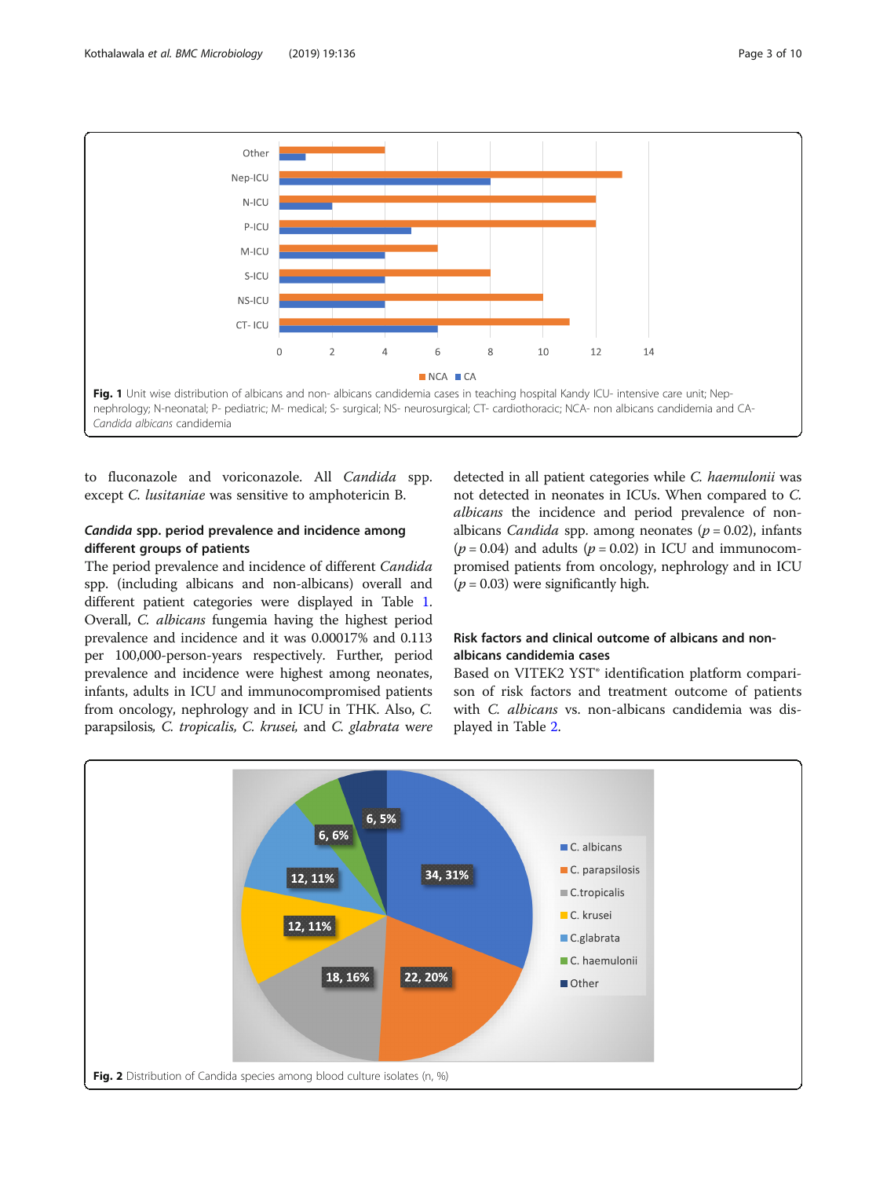Fig. 1 Unit wise distribution of albicans and non- albicans candidemia cases in teaching hospital Kandy ICU- intensive care unit; Nep- nephrology; N-neonatal; P- pediatric; M- medical; S- surgical; NS- neurosurgical; CT- cardiothoracic; NCA- non albicans candidemia and CA- *Candida albicans* candidemia

to fluconazole and voriconazole. All *Candida* spp. except *C. lusitaniae* was sensitive to amphotericin B.

### *Candida* spp. period prevalence and incidence among different groups of patients

The period prevalence and incidence of different *Candida* spp. (including albicans and non-albicans) overall and different patient categories were displayed in Table 1. Overall, *C. albicans* fungemia having the highest period prevalence and incidence and it was 0.00017% and 0.113 per 100,000-person-years respectively. Further, period prevalence and incidence were highest among neonates, infants, adults in ICU and immunocompromised patients from oncology, nephrology and in ICU in THK. Also, *C.* parapsilosis, *C. tropicalis, C. krusei,* and *C. glabrata* were detected in all patient categories while *C. haemulonii* was not detected in neonates in ICUs. When compared to *C. albicans* the incidence and period prevalence of non-albicans *Candida* spp. among neonates ($p = 0.02$), infants ($p = 0.04$) and adults ($p = 0.02$) in ICU and immunocompromised patients from oncology, nephrology and in ICU ($p = 0.03$) were significantly high.

### Risk factors and clinical outcome of albicans and non-albicans candidemia cases

Based on VITEK2 YST® identification platform comparison of risk factors and treatment outcome of patients with *C. albicans* vs. non-albicans candidemia was displayed in Table 2.

Fig. 2 Distribution of Candida species among blood culture isolates (n, %)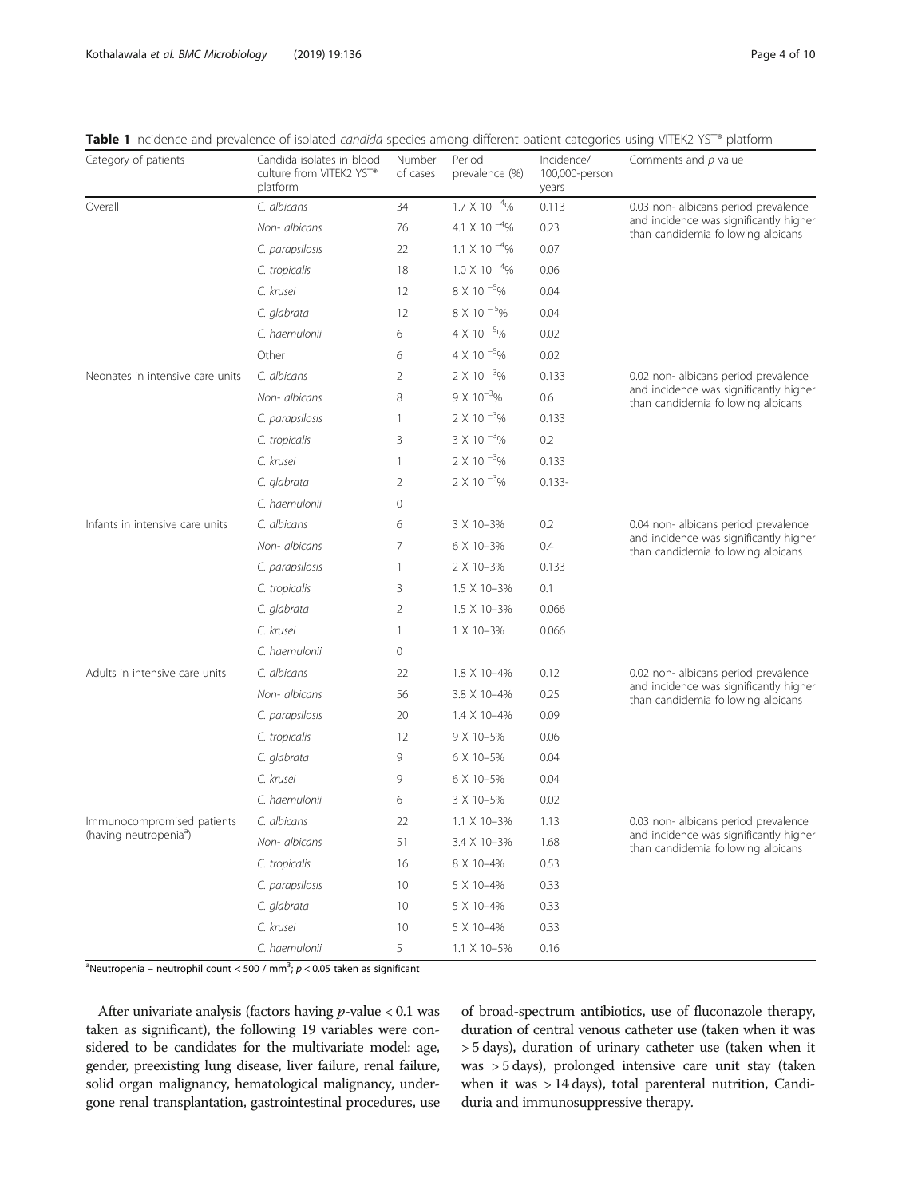**Table 1** Incidence and prevalence of isolated *candida* species among different patient categories using VITEK2 YST® platform

| Category of patients | Candida isolates in blood culture from VITEK2 YST® platform | Number of cases | Period prevalence (%) | Incidence/ 100,000-person years | Comments and *p* value |
|---|---|---|---|---|---|
| Overall | *C. albicans* | 34 | $1.7 \times 10^{-4}$% | 0.113 | 0.03 non- albicans period prevalence and incidence was significantly higher than candidemia following albicans |
| | *Non- albicans* | 76 | $4.1 \times 10^{-4}$% | 0.23 | |
| | *C. parapsilosis* | 22 | $1.1 \times 10^{-4}$% | 0.07 | |
| | *C. tropicalis* | 18 | $1.0 \times 10^{-4}$% | 0.06 | |
| | *C. krusei* | 12 | $8 \times 10^{-5}$% | 0.04 | |
| | *C. glabrata* | 12 | $8 \times 10^{-5}$% | 0.04 | |
| | *C. haemulonii* | 6 | $4 \times 10^{-5}$% | 0.02 | |
| | Other | 6 | $4 \times 10^{-5}$% | 0.02 | |
| Neonates in intensive care units | *C. albicans* | 2 | $2 \times 10^{-3}$% | 0.133 | 0.02 non- albicans period prevalence and incidence was significantly higher than candidemia following albicans |
| | *Non- albicans* | 8 | $9 \times 10^{-3}$% | 0.6 | |
| | *C. parapsilosis* | 1 | $2 \times 10^{-3}$% | 0.133 | |
| | *C. tropicalis* | 3 | $3 \times 10^{-3}$% | 0.2 | |
| | *C. krusei* | 1 | $2 \times 10^{-3}$% | 0.133 | |
| | *C. glabrata* | 2 | $2 \times 10^{-3}$% | 0.133- | |
| | *C. haemulonii* | 0 | | | |
| Infants in intensive care units | *C. albicans* | 6 | 3 X 10–3% | 0.2 | 0.04 non- albicans period prevalence and incidence was significantly higher than candidemia following albicans |
| | *Non- albicans* | 7 | 6 X 10–3% | 0.4 | |
| | *C. parapsilosis* | 1 | 2 X 10–3% | 0.133 | |
| | *C. tropicalis* | 3 | 1.5 X 10–3% | 0.1 | |
| | *C. glabrata* | 2 | 1.5 X 10–3% | 0.066 | |
| | *C. krusei* | 1 | 1 X 10–3% | 0.066 | |
| | *C. haemulonii* | 0 | | | |
| Adults in intensive care units | *C. albicans* | 22 | 1.8 X 10–4% | 0.12 | 0.02 non- albicans period prevalence and incidence was significantly higher than candidemia following albicans |
| | *Non- albicans* | 56 | 3.8 X 10–4% | 0.25 | |
| | *C. parapsilosis* | 20 | 1.4 X 10–4% | 0.09 | |
| | *C. tropicalis* | 12 | 9 X 10–5% | 0.06 | |
| | *C. glabrata* | 9 | 6 X 10–5% | 0.04 | |
| | *C. krusei* | 9 | 6 X 10–5% | 0.04 | |
| | *C. haemulonii* | 6 | 3 X 10–5% | 0.02 | |
| Immunocompromised patients (having neutropenia[a]) | *C. albicans* | 22 | 1.1 X 10–3% | 1.13 | 0.03 non- albicans period prevalence and incidence was significantly higher than candidemia following albicans |
| | *Non- albicans* | 51 | 3.4 X 10–3% | 1.68 | |
| | *C. tropicalis* | 16 | 8 X 10–4% | 0.53 | |
| | *C. parapsilosis* | 10 | 5 X 10–4% | 0.33 | |
| | *C. glabrata* | 10 | 5 X 10–4% | 0.33 | |
| | *C. krusei* | 10 | 5 X 10–4% | 0.33 | |
| | *C. haemulonii* | 5 | 1.1 X 10–5% | 0.16 | |

[a]Neutropenia – neutrophil count < 500 / $mm^3$; $p < 0.05$ taken as significant

After univariate analysis (factors having *p*-value < 0.1 was taken as significant), the following 19 variables were considered to be candidates for the multivariate model: age, gender, preexisting lung disease, liver failure, renal failure, solid organ malignancy, hematological malignancy, undergone renal transplantation, gastrointestinal procedures, use of broad-spectrum antibiotics, use of fluconazole therapy, duration of central venous catheter use (taken when it was > 5 days), duration of urinary catheter use (taken when it was > 5 days), prolonged intensive care unit stay (taken when it was > 14 days), total parenteral nutrition, Candiduria and immunosuppressive therapy.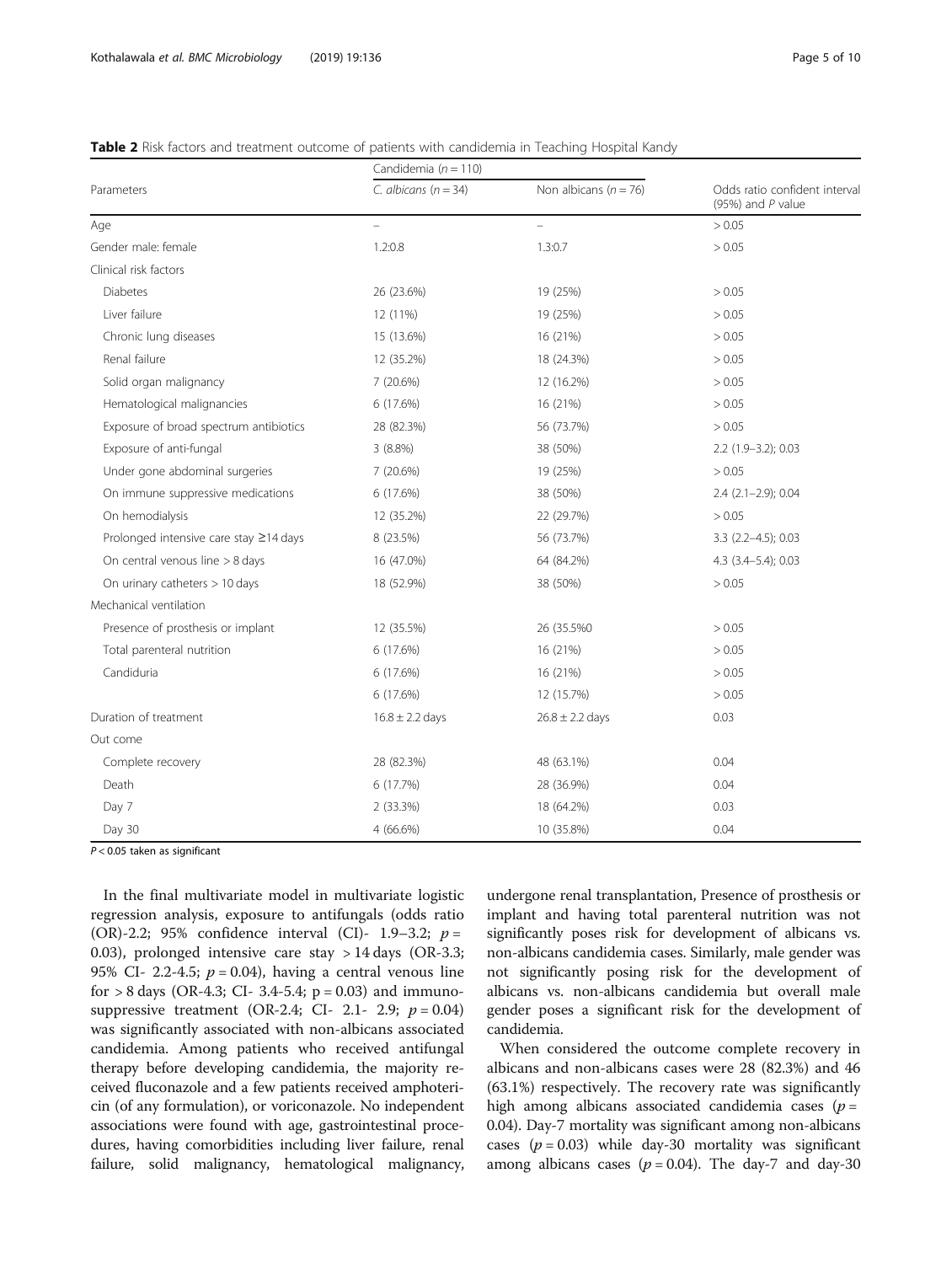**Table 2** Risk factors and treatment outcome of patients with candidemia in Teaching Hospital Kandy

| Parameters | Candidemia ($n = 110$) | | Odds ratio confident interval (95%) and $P$ value |
|---|---|---|---|
| | *C. albicans* ($n = 34$) | Non albicans ($n = 76$) | |
| Age | – | – | > 0.05 |
| Gender male: female | 1.2:0.8 | 1.3:0.7 | > 0.05 |
| Clinical risk factors | | | |
| Diabetes | 26 (23.6%) | 19 (25%) | > 0.05 |
| Liver failure | 12 (11%) | 19 (25%) | > 0.05 |
| Chronic lung diseases | 15 (13.6%) | 16 (21%) | > 0.05 |
| Renal failure | 12 (35.2%) | 18 (24.3%) | > 0.05 |
| Solid organ malignancy | 7 (20.6%) | 12 (16.2%) | > 0.05 |
| Hematological malignancies | 6 (17.6%) | 16 (21%) | > 0.05 |
| Exposure of broad spectrum antibiotics | 28 (82.3%) | 56 (73.7%) | > 0.05 |
| Exposure of anti-fungal | 3 (8.8%) | 38 (50%) | 2.2 (1.9–3.2); 0.03 |
| Under gone abdominal surgeries | 7 (20.6%) | 19 (25%) | > 0.05 |
| On immune suppressive medications | 6 (17.6%) | 38 (50%) | 2.4 (2.1–2.9); 0.04 |
| On hemodialysis | 12 (35.2%) | 22 (29.7%) | > 0.05 |
| Prolonged intensive care stay ≥14 days | 8 (23.5%) | 56 (73.7%) | 3.3 (2.2–4.5); 0.03 |
| On central venous line > 8 days | 16 (47.0%) | 64 (84.2%) | 4.3 (3.4–5.4); 0.03 |
| On urinary catheters > 10 days | 18 (52.9%) | 38 (50%) | > 0.05 |
| Mechanical ventilation | | | |
| Presence of prosthesis or implant | 12 (35.5%) | 26 (35.5%0 | > 0.05 |
| Total parenteral nutrition | 6 (17.6%) | 16 (21%) | > 0.05 |
| Candiduria | 6 (17.6%) | 16 (21%) | > 0.05 |
| | 6 (17.6%) | 12 (15.7%) | > 0.05 |
| Duration of treatment | 16.8 ± 2.2 days | 26.8 ± 2.2 days | 0.03 |
| Out come | | | |
| Complete recovery | 28 (82.3%) | 48 (63.1%) | 0.04 |
| Death | 6 (17.7%) | 28 (36.9%) | 0.04 |
| Day 7 | 2 (33.3%) | 18 (64.2%) | 0.03 |
| Day 30 | 4 (66.6%) | 10 (35.8%) | 0.04 |

$P < 0.05$ taken as significant

In the final multivariate model in multivariate logistic regression analysis, exposure to antifungals (odds ratio (OR)-2.2; 95% confidence interval (CI)- 1.9–3.2; $p = 0.03$), prolonged intensive care stay > 14 days (OR-3.3; 95% CI- 2.2-4.5; $p = 0.04$), having a central venous line for > 8 days (OR-4.3; CI- 3.4-5.4; $p = 0.03$) and immunosuppressive treatment (OR-2.4; CI- 2.1- 2.9; $p = 0.04$) was significantly associated with non-albicans associated candidemia. Among patients who received antifungal therapy before developing candidemia, the majority received fluconazole and a few patients received amphotericin (of any formulation), or voriconazole. No independent associations were found with age, gastrointestinal procedures, having comorbidities including liver failure, renal failure, solid malignancy, hematological malignancy, undergone renal transplantation, Presence of prosthesis or implant and having total parenteral nutrition was not significantly poses risk for development of albicans vs. non-albicans candidemia cases. Similarly, male gender was not significantly posing risk for the development of albicans vs. non-albicans candidemia but overall male gender poses a significant risk for the development of candidemia.

When considered the outcome complete recovery in albicans and non-albicans cases were 28 (82.3%) and 46 (63.1%) respectively. The recovery rate was significantly high among albicans associated candidemia cases ($p = 0.04$). Day-7 mortality was significant among non-albicans cases ($p = 0.03$) while day-30 mortality was significant among albicans cases ($p = 0.04$). The day-7 and day-30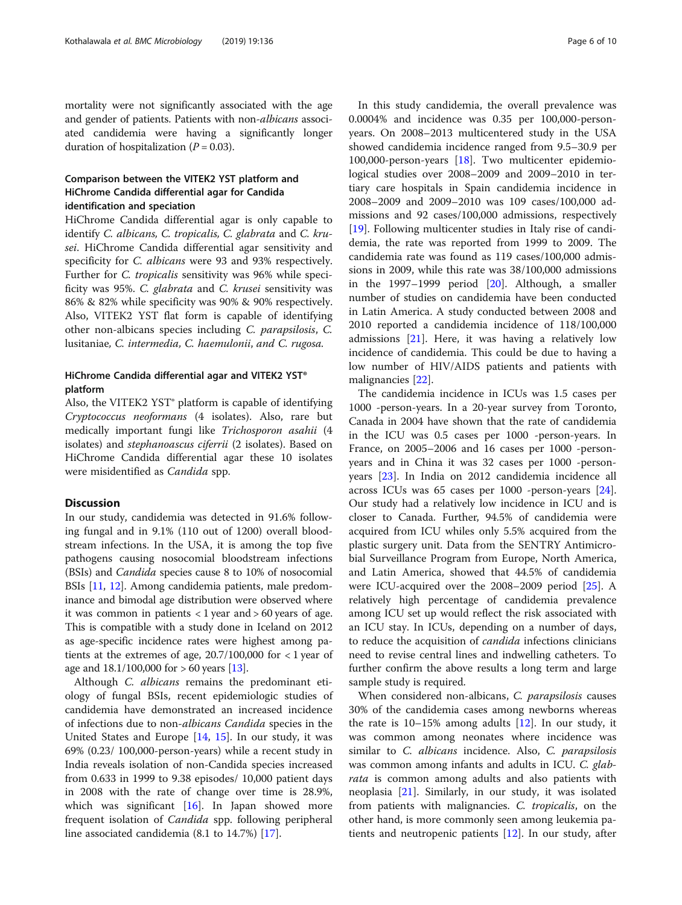mortality were not significantly associated with the age and gender of patients. Patients with non-*albicans* associated candidemia were having a significantly longer duration of hospitalization ($P = 0.03$).

### Comparison between the VITEK2 YST platform and HiChrome Candida differential agar for Candida identification and speciation

HiChrome Candida differential agar is only capable to identify *C. albicans, C. tropicalis, C. glabrata* and *C. krusei*. HiChrome Candida differential agar sensitivity and specificity for *C. albicans* were 93 and 93% respectively. Further for *C. tropicalis* sensitivity was 96% while specificity was 95%. *C. glabrata* and *C. krusei* sensitivity was 86% & 82% while specificity was 90% & 90% respectively. Also, VITEK2 YST flat form is capable of identifying other non-albicans species including *C. parapsilosis*, *C.* lusitaniae, *C. intermedia, C. haemulonii, and C. rugosa.*

### HiChrome Candida differential agar and VITEK2 YST® platform

Also, the VITEK2 YST® platform is capable of identifying *Cryptococcus neoformans* (4 isolates). Also, rare but medically important fungi like *Trichosporon asahii* (4 isolates) and *stephanoascus ciferrii* (2 isolates). Based on HiChrome Candida differential agar these 10 isolates were misidentified as *Candida* spp.

## Discussion

In our study, candidemia was detected in 91.6% following fungal and in 9.1% (110 out of 1200) overall bloodstream infections. In the USA, it is among the top five pathogens causing nosocomial bloodstream infections (BSIs) and *Candida* species cause 8 to 10% of nosocomial BSIs [11, 12]. Among candidemia patients, male predominance and bimodal age distribution were observed where it was common in patients < 1 year and > 60 years of age. This is compatible with a study done in Iceland on 2012 as age-specific incidence rates were highest among patients at the extremes of age, 20.7/100,000 for < 1 year of age and 18.1/100,000 for > 60 years [13].

Although *C. albicans* remains the predominant etiology of fungal BSIs, recent epidemiologic studies of candidemia have demonstrated an increased incidence of infections due to non-*albicans Candida* species in the United States and Europe [14, 15]. In our study, it was 69% (0.23/ 100,000-person-years) while a recent study in India reveals isolation of non-Candida species increased from 0.633 in 1999 to 9.38 episodes/ 10,000 patient days in 2008 with the rate of change over time is 28.9%, which was significant [16]. In Japan showed more frequent isolation of *Candida* spp. following peripheral line associated candidemia (8.1 to 14.7%) [17].

In this study candidemia, the overall prevalence was 0.0004% and incidence was 0.35 per 100,000-person-years. On 2008–2013 multicentered study in the USA showed candidemia incidence ranged from 9.5–30.9 per 100,000-person-years [18]. Two multicenter epidemiological studies over 2008–2009 and 2009–2010 in tertiary care hospitals in Spain candidemia incidence in 2008–2009 and 2009–2010 was 109 cases/100,000 admissions and 92 cases/100,000 admissions, respectively [19]. Following multicenter studies in Italy rise of candidemia, the rate was reported from 1999 to 2009. The candidemia rate was found as 119 cases/100,000 admissions in 2009, while this rate was 38/100,000 admissions in the 1997–1999 period [20]. Although, a smaller number of studies on candidemia have been conducted in Latin America. A study conducted between 2008 and 2010 reported a candidemia incidence of 118/100,000 admissions [21]. Here, it was having a relatively low incidence of candidemia. This could be due to having a low number of HIV/AIDS patients and patients with malignancies [22].

The candidemia incidence in ICUs was 1.5 cases per 1000 -person-years. In a 20-year survey from Toronto, Canada in 2004 have shown that the rate of candidemia in the ICU was 0.5 cases per 1000 -person-years. In France, on 2005–2006 and 16 cases per 1000 -person-years and in China it was 32 cases per 1000 -person-years [23]. In India on 2012 candidemia incidence all across ICUs was 65 cases per 1000 -person-years [24]. Our study had a relatively low incidence in ICU and is closer to Canada. Further, 94.5% of candidemia were acquired from ICU whiles only 5.5% acquired from the plastic surgery unit. Data from the SENTRY Antimicrobial Surveillance Program from Europe, North America, and Latin America, showed that 44.5% of candidemia were ICU-acquired over the 2008–2009 period [25]. A relatively high percentage of candidemia prevalence among ICU set up would reflect the risk associated with an ICU stay. In ICUs, depending on a number of days, to reduce the acquisition of *candida* infections clinicians need to revise central lines and indwelling catheters. To further confirm the above results a long term and large sample study is required.

When considered non-albicans, *C. parapsilosis* causes 30% of the candidemia cases among newborns whereas the rate is 10–15% among adults [12]. In our study, it was common among neonates where incidence was similar to *C. albicans* incidence. Also, *C. parapsilosis* was common among infants and adults in ICU. *C. glabrata* is common among adults and also patients with neoplasia [21]. Similarly, in our study, it was isolated from patients with malignancies. *C. tropicalis*, on the other hand, is more commonly seen among leukemia patients and neutropenic patients [12]. In our study, after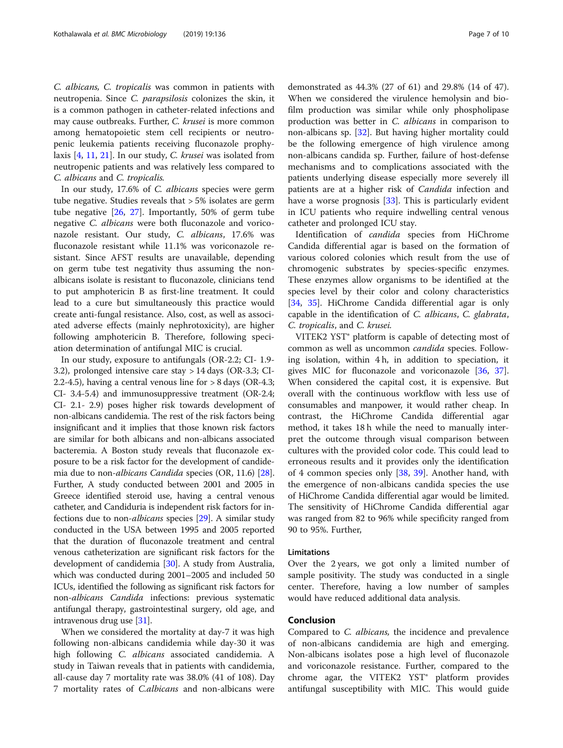*C. albicans, C. tropicalis* was common in patients with neutropenia. Since *C. parapsilosis* colonizes the skin, it is a common pathogen in catheter-related infections and may cause outbreaks. Further, *C. krusei* is more common among hematopoietic stem cell recipients or neutropenic leukemia patients receiving fluconazole prophylaxis [4, 11, 21]. In our study, *C. krusei* was isolated from neutropenic patients and was relatively less compared to *C. albicans* and *C. tropicalis.*

In our study, 17.6% of *C. albicans* species were germ tube negative. Studies reveals that > 5% isolates are germ tube negative [26, 27]. Importantly, 50% of germ tube negative *C. albicans* were both fluconazole and voriconazole resistant. Our study, *C. albicans*, 17.6% was fluconazole resistant while 11.1% was voriconazole resistant. Since AFST results are unavailable, depending on germ tube test negativity thus assuming the non-albicans isolate is resistant to fluconazole, clinicians tend to put amphotericin B as first-line treatment. It could lead to a cure but simultaneously this practice would create anti-fungal resistance. Also, cost, as well as associated adverse effects (mainly nephrotoxicity), are higher following amphotericin B. Therefore, following speciation determination of antifungal MIC is crucial.

In our study, exposure to antifungals (OR-2.2; CI- 1.9-3.2), prolonged intensive care stay > 14 days (OR-3.3; CI-2.2-4.5), having a central venous line for > 8 days (OR-4.3; CI- 3.4-5.4) and immunosuppressive treatment (OR-2.4; CI- 2.1- 2.9) poses higher risk towards development of non-albicans candidemia. The rest of the risk factors being insignificant and it implies that those known risk factors are similar for both albicans and non-albicans associated bacteremia. A Boston study reveals that fluconazole exposure to be a risk factor for the development of candidemia due to non-*albicans Candida* species (OR, 11.6) [28]. Further, A study conducted between 2001 and 2005 in Greece identified steroid use, having a central venous catheter, and Candiduria is independent risk factors for infections due to non-*albicans* species [29]. A similar study conducted in the USA between 1995 and 2005 reported that the duration of fluconazole treatment and central venous catheterization are significant risk factors for the development of candidemia [30]. A study from Australia, which was conducted during 2001–2005 and included 50 ICUs, identified the following as significant risk factors for non-*albicans Candida* infections: previous systematic antifungal therapy, gastrointestinal surgery, old age, and intravenous drug use [31].

When we considered the mortality at day-7 it was high following non-albicans candidemia while day-30 it was high following *C. albicans* associated candidemia. A study in Taiwan reveals that in patients with candidemia, all-cause day 7 mortality rate was 38.0% (41 of 108). Day 7 mortality rates of *C.albicans* and non-albicans were demonstrated as 44.3% (27 of 61) and 29.8% (14 of 47). When we considered the virulence hemolysin and biofilm production was similar while only phospholipase production was better in *C. albicans* in comparison to non-albicans sp. [32]. But having higher mortality could be the following emergence of high virulence among non-albicans candida sp. Further, failure of host-defense mechanisms and to complications associated with the patients underlying disease especially more severely ill patients are at a higher risk of *Candida* infection and have a worse prognosis [33]. This is particularly evident in ICU patients who require indwelling central venous catheter and prolonged ICU stay.

Identification of *candida* species from HiChrome Candida differential agar is based on the formation of various colored colonies which result from the use of chromogenic substrates by species-specific enzymes. These enzymes allow organisms to be identified at the species level by their color and colony characteristics [34, 35]. HiChrome Candida differential agar is only capable in the identification of *C. albicans*, *C. glabrata*, *C. tropicalis*, and *C. krusei.*

VITEK2 YST® platform is capable of detecting most of common as well as uncommon *candida* species. Following isolation, within 4 h, in addition to speciation, it gives MIC for fluconazole and voriconazole [36, 37]. When considered the capital cost, it is expensive. But overall with the continuous workflow with less use of consumables and manpower, it would rather cheap. In contrast, the HiChrome Candida differential agar method, it takes 18 h while the need to manually interpret the outcome through visual comparison between cultures with the provided color code. This could lead to erroneous results and it provides only the identification of 4 common species only [38, 39]. Another hand, with the emergence of non-albicans candida species the use of HiChrome Candida differential agar would be limited. The sensitivity of HiChrome Candida differential agar was ranged from 82 to 96% while specificity ranged from 90 to 95%. Further,

### Limitations

Over the 2 years, we got only a limited number of sample positivity. The study was conducted in a single center. Therefore, having a low number of samples would have reduced additional data analysis.

## Conclusion

Compared to *C. albicans,* the incidence and prevalence of non-albicans candidemia are high and emerging. Non-albicans isolates pose a high level of fluconazole and voriconazole resistance. Further, compared to the chrome agar, the VITEK2 YST® platform provides antifungal susceptibility with MIC. This would guide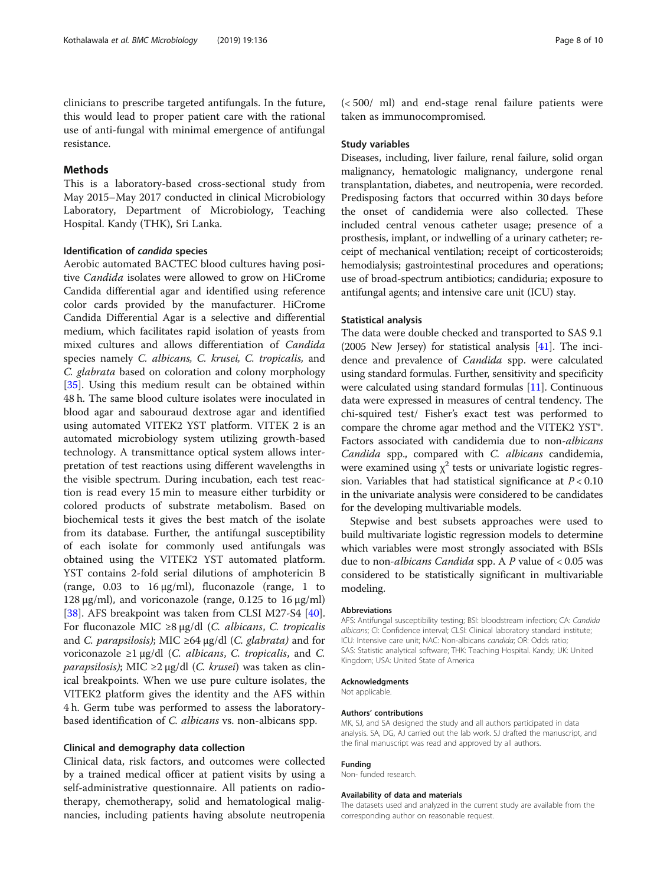clinicians to prescribe targeted antifungals. In the future, this would lead to proper patient care with the rational use of anti-fungal with minimal emergence of antifungal resistance.

## Methods

This is a laboratory-based cross-sectional study from May 2015–May 2017 conducted in clinical Microbiology Laboratory, Department of Microbiology, Teaching Hospital. Kandy (THK), Sri Lanka.

### Identification of *candida* species

Aerobic automated BACTEC blood cultures having positive *Candida* isolates were allowed to grow on HiCrome Candida differential agar and identified using reference color cards provided by the manufacturer. HiCrome Candida Differential Agar is a selective and differential medium, which facilitates rapid isolation of yeasts from mixed cultures and allows differentiation of *Candida* species namely *C. albicans, C. krusei, C. tropicalis,* and *C. glabrata* based on coloration and colony morphology [35]. Using this medium result can be obtained within 48 h. The same blood culture isolates were inoculated in blood agar and sabouraud dextrose agar and identified using automated VITEK2 YST platform. VITEK 2 is an automated microbiology system utilizing growth-based technology. A transmittance optical system allows interpretation of test reactions using different wavelengths in the visible spectrum. During incubation, each test reaction is read every 15 min to measure either turbidity or colored products of substrate metabolism. Based on biochemical tests it gives the best match of the isolate from its database. Further, the antifungal susceptibility of each isolate for commonly used antifungals was obtained using the VITEK2 YST automated platform. YST contains 2-fold serial dilutions of amphotericin B (range, 0.03 to 16 μg/ml), fluconazole (range, 1 to 128 μg/ml), and voriconazole (range, 0.125 to 16 μg/ml) [38]. AFS breakpoint was taken from CLSI M27-S4 [40]. For fluconazole MIC ≥8 μg/dl (*C. albicans*, *C. tropicalis* and *C. parapsilosis)*; MIC ≥64 μg/dl (*C. glabrata)* and for voriconazole ≥1 μg/dl (*C. albicans*, *C. tropicalis*, and *C. parapsilosis)*; MIC ≥2 μg/dl (*C. krusei*) was taken as clinical breakpoints. When we use pure culture isolates, the VITEK2 platform gives the identity and the AFS within 4 h. Germ tube was performed to assess the laboratory-based identification of *C. albicans* vs. non-albicans spp.

### Clinical and demography data collection

Clinical data, risk factors, and outcomes were collected by a trained medical officer at patient visits by using a self-administrative questionnaire. All patients on radiotherapy, chemotherapy, solid and hematological malignancies, including patients having absolute neutropenia (< 500/ ml) and end-stage renal failure patients were taken as immunocompromised.

### Study variables

Diseases, including, liver failure, renal failure, solid organ malignancy, hematologic malignancy, undergone renal transplantation, diabetes, and neutropenia, were recorded. Predisposing factors that occurred within 30 days before the onset of candidemia were also collected. These included central venous catheter usage; presence of a prosthesis, implant, or indwelling of a urinary catheter; receipt of mechanical ventilation; receipt of corticosteroids; hemodialysis; gastrointestinal procedures and operations; use of broad-spectrum antibiotics; candiduria; exposure to antifungal agents; and intensive care unit (ICU) stay.

### Statistical analysis

The data were double checked and transported to SAS 9.1 (2005 New Jersey) for statistical analysis [41]. The incidence and prevalence of *Candida* spp. were calculated using standard formulas. Further, sensitivity and specificity were calculated using standard formulas [11]. Continuous data were expressed in measures of central tendency. The chi-squired test/ Fisher's exact test was performed to compare the chrome agar method and the VITEK2 YST®. Factors associated with candidemia due to non-*albicans Candida* spp., compared with *C. albicans* candidemia, were examined using $\chi^2$ tests or univariate logistic regression. Variables that had statistical significance at $P < 0.10$ in the univariate analysis were considered to be candidates for the developing multivariable models.

Stepwise and best subsets approaches were used to build multivariate logistic regression models to determine which variables were most strongly associated with BSIs due to non-*albicans Candida* spp. A *P* value of < 0.05 was considered to be statistically significant in multivariable modeling.

#### Abbreviations

AFS: Antifungal susceptibility testing; BSI: bloodstream infection; CA: *Candida albicans*; CI: Confidence interval; CLSI: Clinical laboratory standard institute; ICU: Intensive care unit; NAC: Non-albicans *candida*; OR: Odds ratio; SAS: Statistic analytical software; THK: Teaching Hospital. Kandy; UK: United Kingdom; USA: United State of America

#### Acknowledgments

Not applicable.

#### Authors' contributions

MK, SJ, and SA designed the study and all authors participated in data analysis. SA, DG, AJ carried out the lab work. SJ drafted the manuscript, and the final manuscript was read and approved by all authors.

#### Funding

Non- funded research.

#### Availability of data and materials

The datasets used and analyzed in the current study are available from the corresponding author on reasonable request.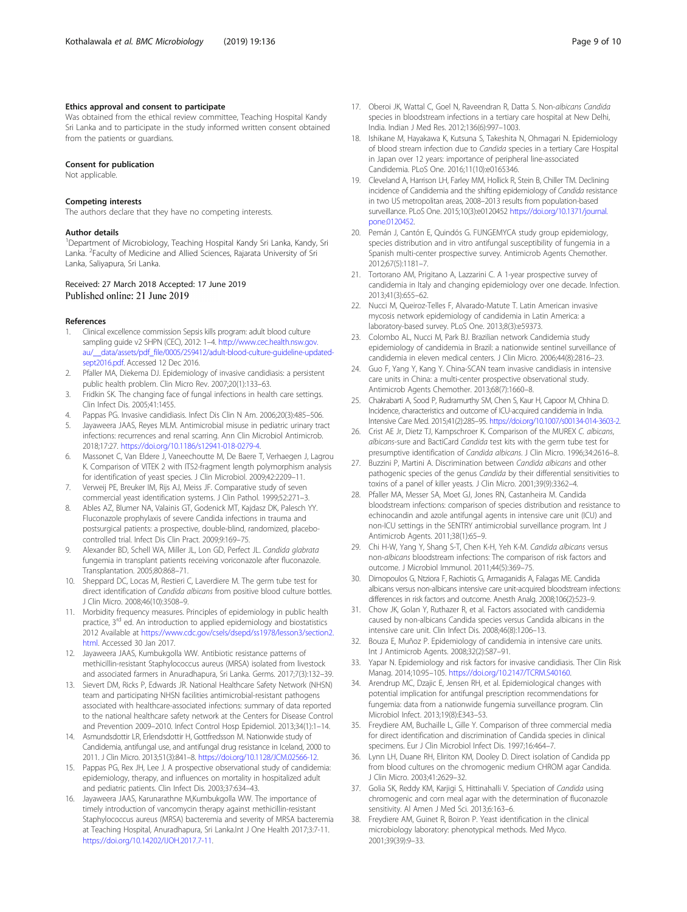#### Ethics approval and consent to participate

Was obtained from the ethical review committee, Teaching Hospital Kandy Sri Lanka and to participate in the study informed written consent obtained from the patients or guardians.

#### Consent for publication

Not applicable.

#### Competing interests

The authors declare that they have no competing interests.

#### Author details

[1]Department of Microbiology, Teaching Hospital Kandy Sri Lanka, Kandy, Sri Lanka. [2]Faculty of Medicine and Allied Sciences, Rajarata University of Sri Lanka, Saliyapura, Sri Lanka.

Received: 27 March 2018 Accepted: 17 June 2019
Published online: 21 June 2019

#### References

1. Clinical excellence commission Sepsis kills program: adult blood culture sampling guide v2 SHPN (CEC), 2012: 1–4. http://www.cec.health.nsw.gov.au/__data/assets/pdf_file/0005/259412/adult-blood-culture-guideline-updated-sept2016.pdf. Accessed 12 Dec 2016.
2. Pfaller MA, Diekema DJ. Epidemiology of invasive candidiasis: a persistent public health problem. Clin Micro Rev. 2007;20(1):133–63.
3. Fridkin SK. The changing face of fungal infections in health care settings. Clin Infect Dis. 2005;41:1455.
4. Pappas PG. Invasive candidiasis. Infect Dis Clin N Am. 2006;20(3):485–506.
5. Jayaweera JAAS, Reyes MLM. Antimicrobial misuse in pediatric urinary tract infections: recurrences and renal scarring. Ann Clin Microbiol Antimicrob. 2018;17:27. https://doi.org/10.1186/s12941-018-0279-4.
6. Massonet C, Van Eldere J, Vaneechoutte M, De Baere T, Verhaegen J, Lagrou K. Comparison of VITEK 2 with ITS2-fragment length polymorphism analysis for identification of yeast species. J Clin Microbiol. 2009;42:2209–11.
7. Verweij PE, Breuker IM, Rijs AJ, Meiss JF. Comparative study of seven commercial yeast identification systems. J Clin Pathol. 1999;52:271–3.
8. Ables AZ, Blumer NA, Valainis GT, Godenick MT, Kajdasz DK, Palesch YY. Fluconazole prophylaxis of severe Candida infections in trauma and postsurgical patients: a prospective, double-blind, randomized, placebo-controlled trial. Infect Dis Clin Pract. 2009;9:169–75.
9. Alexander BD, Schell WA, Miller JL, Lon GD, Perfect JL. *Candida glabrata* fungemia in transplant patients receiving voriconazole after fluconazole. Transplantation. 2005;80:868–71.
10. Sheppard DC, Locas M, Restieri C, Laverdiere M. The germ tube test for direct identification of *Candida albicans* from positive blood culture bottles. J Clin Micro. 2008;46(10):3508–9.
11. Morbidity frequency measures. Principles of epidemiology in public health practice, 3rd ed. An introduction to applied epidemiology and biostatistics 2012 Available at https://www.cdc.gov/csels/dsepd/ss1978/lesson3/section2.html. Accessed 30 Jan 2017.
12. Jayaweera JAAS, Kumbukgolla WW. Antibiotic resistance patterns of methicillin-resistant Staphylococcus aureus (MRSA) isolated from livestock and associated farmers in Anuradhapura, Sri Lanka. Germs. 2017;7(3):132–39.
13. Sievert DM, Ricks P, Edwards JR. National Healthcare Safety Network (NHSN) team and participating NHSN facilities antimicrobial-resistant pathogens associated with healthcare-associated infections: summary of data reported to the national healthcare safety network at the Centers for Disease Control and Prevention 2009–2010. Infect Control Hosp Epidemiol. 2013;34(1):1–14.
14. Asmundsdottir LR, Erlendsdottir H, Gottfredsson M. Nationwide study of Candidemia, antifungal use, and antifungal drug resistance in Iceland, 2000 to 2011. J Clin Micro. 2013;51(3):841–8. https://doi.org/10.1128/JCM.02566-12.
15. Pappas PG, Rex JH, Lee J. A prospective observational study of candidemia: epidemiology, therapy, and influences on mortality in hospitalized adult and pediatric patients. Clin Infect Dis. 2003;37:634–43.
16. Jayaweera JAAS, Karunarathne M,Kumbukgolla WW. The importance of timely introduction of vancomycin therapy against methicillin-resistant Staphylococcus aureus (MRSA) bacteremia and severity of MRSA bacteremia at Teaching Hospital, Anuradhapura, Sri Lanka.Int J One Health 2017;3:7-11. https://doi.org/10.14202/IJOH.2017.7-11.
17. Oberoi JK, Wattal C, Goel N, Raveendran R, Datta S. Non-*albicans Candida* species in bloodstream infections in a tertiary care hospital at New Delhi, India. Indian J Med Res. 2012;136(6):997–1003.
18. Ishikane M, Hayakawa K, Kutsuna S, Takeshita N, Ohmagari N. Epidemiology of blood stream infection due to *Candida* species in a tertiary Care Hospital in Japan over 12 years: importance of peripheral line-associated Candidemia. PLoS One. 2016;11(10):e0165346.
19. Cleveland AA, Harrison LH, Farley MM, Hollick R, Stein B, Chiller TM. Declining incidence of Candidemia and the shifting epidemiology of *Candida* resistance in two US metropolitan areas, 2008–2013 results from population-based surveillance. PLoS One. 2015;10(3):e0120452 https://doi.org/10.1371/journal.pone.0120452.
20. Pemán J, Cantón E, Quindós G. FUNGEMYCA study group epidemiology, species distribution and in vitro antifungal susceptibility of fungemia in a Spanish multi-center prospective survey. Antimicrob Agents Chemother. 2012;67(5):1181–7.
21. Tortorano AM, Prigitano A, Lazzarini C. A 1-year prospective survey of candidemia in Italy and changing epidemiology over one decade. Infection. 2013;41(3):655–62.
22. Nucci M, Queiroz-Telles F, Alvarado-Matute T. Latin American invasive mycosis network epidemiology of candidemia in Latin America: a laboratory-based survey. PLoS One. 2013;8(3):e59373.
23. Colombo AL, Nucci M, Park BJ. Brazilian network Candidemia study epidemiology of candidemia in Brazil: a nationwide sentinel surveillance of candidemia in eleven medical centers. J Clin Micro. 2006;44(8):2816–23.
24. Guo F, Yang Y, Kang Y. China-SCAN team invasive candidiasis in intensive care units in China: a multi-center prospective observational study. Antimicrob Agents Chemother. 2013;68(7):1660–8.
25. Chakrabarti A, Sood P, Rudramurthy SM, Chen S, Kaur H, Capoor M, Chhina D. Incidence, characteristics and outcome of ICU-acquired candidemia in India. Intensive Care Med. 2015;41(2):285–95. https://doi.org/10.1007/s00134-014-3603-2.
26. Crist AE Jr, Dietz TJ, Kampschroer K. Comparison of the MUREX *C. albicans*, *albicans*-sure and BactiCard *Candida* test kits with the germ tube test for presumptive identification of *Candida albicans*. J Clin Micro. 1996;34:2616–8.
27. Buzzini P, Martini A. Discrimination between *Candida albicans* and other pathogenic species of the genus *Candida* by their differential sensitivities to toxins of a panel of killer yeasts. J Clin Micro. 2001;39(9):3362–4.
28. Pfaller MA, Messer SA, Moet GJ, Jones RN, Castanheira M. Candida bloodstream infections: comparison of species distribution and resistance to echinocandin and azole antifungal agents in intensive care unit (ICU) and non-ICU settings in the SENTRY antimicrobial surveillance program. Int J Antimicrob Agents. 2011;38(1):65–9.
29. Chi H-W, Yang Y, Shang S-T, Chen K-H, Yeh K-M. *Candida albicans* versus non-*albicans* bloodstream infections: The comparison of risk factors and outcome. J Microbiol Immunol. 2011;44(5):369–75.
30. Dimopoulos G, Ntziora F, Rachiotis G, Armaganidis A, Falagas ME. Candida albicans versus non-albicans intensive care unit-acquired bloodstream infections: differences in risk factors and outcome. Anesth Analg. 2008;106(2):523–9.
31. Chow JK, Golan Y, Ruthazer R, et al. Factors associated with candidemia caused by non-albicans Candida species versus Candida albicans in the intensive care unit. Clin Infect Dis. 2008;46(8):1206–13.
32. Bouza E, Muñoz P. Epidemiology of candidemia in intensive care units. Int J Antimicrob Agents. 2008;32(2):S87–91.
33. Yapar N. Epidemiology and risk factors for invasive candidiasis. Ther Clin Risk Manag. 2014;10:95–105. https://doi.org/10.2147/TCRM.S40160.
34. Arendrup MC, Dzajic E, Jensen RH, et al. Epidemiological changes with potential implication for antifungal prescription recommendations for fungemia: data from a nationwide fungemia surveillance program. Clin Microbiol Infect. 2013;19(8):E343–53.
35. Freydiere AM, Buchaille L, Gille Y. Comparison of three commercial media for direct identification and discrimination of Candida species in clinical specimens. Eur J Clin Microbiol Infect Dis. 1997;16:464–7.
36. Lynn LH, Duane RH, Eliriton KM, Dooley D. Direct isolation of Candida pp from blood cultures on the chromogenic medium CHROM agar Candida. J Clin Micro. 2003;41:2629–32.
37. Golia SK, Reddy KM, Karjigi S, Hittinahalli V. Speciation of *Candida* using chromogenic and corn meal agar with the determination of fluconazole sensitivity. Al Amen J Med Sci. 2013;6:163–6.
38. Freydiere AM, Guinet R, Boiron P. Yeast identification in the clinical microbiology laboratory: phenotypical methods. Med Myco. 2001;39(39):9–33.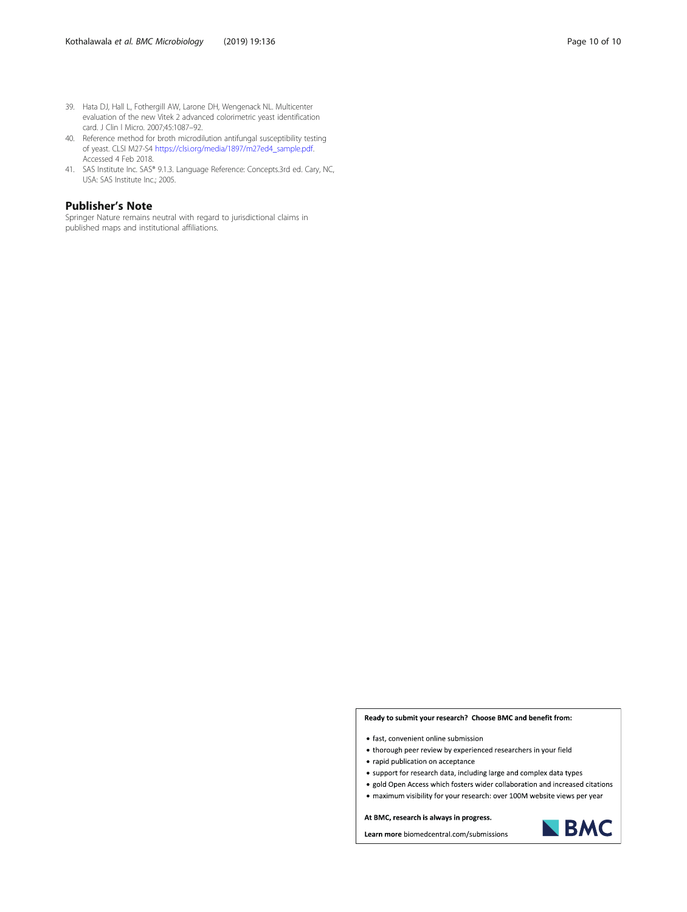39. Hata DJ, Hall L, Fothergill AW, Larone DH, Wengenack NL. Multicenter evaluation of the new Vitek 2 advanced colorimetric yeast identification card. J Clin l Micro. 2007;45:1087–92.
40. Reference method for broth microdilution antifungal susceptibility testing of yeast. CLSI M27-S4 https://clsi.org/media/1897/m27ed4_sample.pdf. Accessed 4 Feb 2018.
41. SAS Institute Inc. SAS® 9.1.3. Language Reference: Concepts.3rd ed. Cary, NC, USA: SAS Institute Inc.; 2005.

## Publisher's Note

Springer Nature remains neutral with regard to jurisdictional claims in published maps and institutional affiliations.

**Ready to submit your research? Choose BMC and benefit from:**

- fast, convenient online submission
- thorough peer review by experienced researchers in your field
- rapid publication on acceptance
- support for research data, including large and complex data types
- gold Open Access which fosters wider collaboration and increased citations
- maximum visibility for your research: over 100M website views per year

**At BMC, research is always in progress.**

**Learn more** biomedcentral.com/submissions

BMC